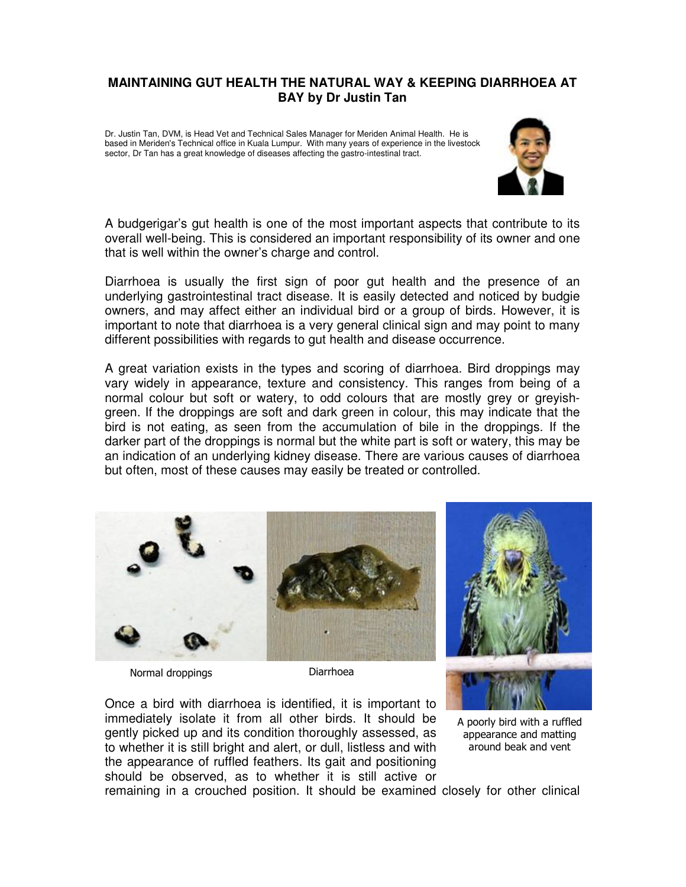# MAINTAINING GUT HEALTH THE NATURAL WAY & KEEPING DIARRHOEA AT BAY by Dr Justin Tan

Dr. Justin Tan, DVM, is Head Vet and Technical Sales Manager for Meriden Animal Health. He is based in Meriden's Technical office in Kuala Lumpur. With many years of experience in the livestock sector, Dr Tan has a great knowledge of diseases affecting the gastro-intestinal tract.

A budgerigar's gut health is one of the most important aspects that contribute to its overall well-being. This is considered an important responsibility of its owner and one that is well within the owner's charge and control.

Diarrhoea is usually the first sign of poor gut health and the presence of an underlying gastrointestinal tract disease. It is easily detected and noticed by budgie owners, and may affect either an individual bird or a group of birds. However, it is important to note that diarrhoea is a very general clinical sign and may point to many different possibilities with regards to gut health and disease occurrence.

A great variation exists in the types and scoring of diarrhoea. Bird droppings may vary widely in appearance, texture and consistency. This ranges from being of a normal colour but soft or watery, to odd colours that are mostly grey or greyish-green. If the droppings are soft and dark green in colour, this may indicate that the bird is not eating, as seen from the accumulation of bile in the droppings. If the darker part of the droppings is normal but the white part is soft or watery, this may be an indication of an underlying kidney disease. There are various causes of diarrhoea but often, most of these causes may easily be treated or controlled.

Normal droppings

Diarrhoea

A poorly bird with a ruffled appearance and matting around beak and vent

Once a bird with diarrhoea is identified, it is important to immediately isolate it from all other birds. It should be gently picked up and its condition thoroughly assessed, as to whether it is still bright and alert, or dull, listless and with the appearance of ruffled feathers. Its gait and positioning should be observed, as to whether it is still active or remaining in a crouched position. It should be examined closely for other clinical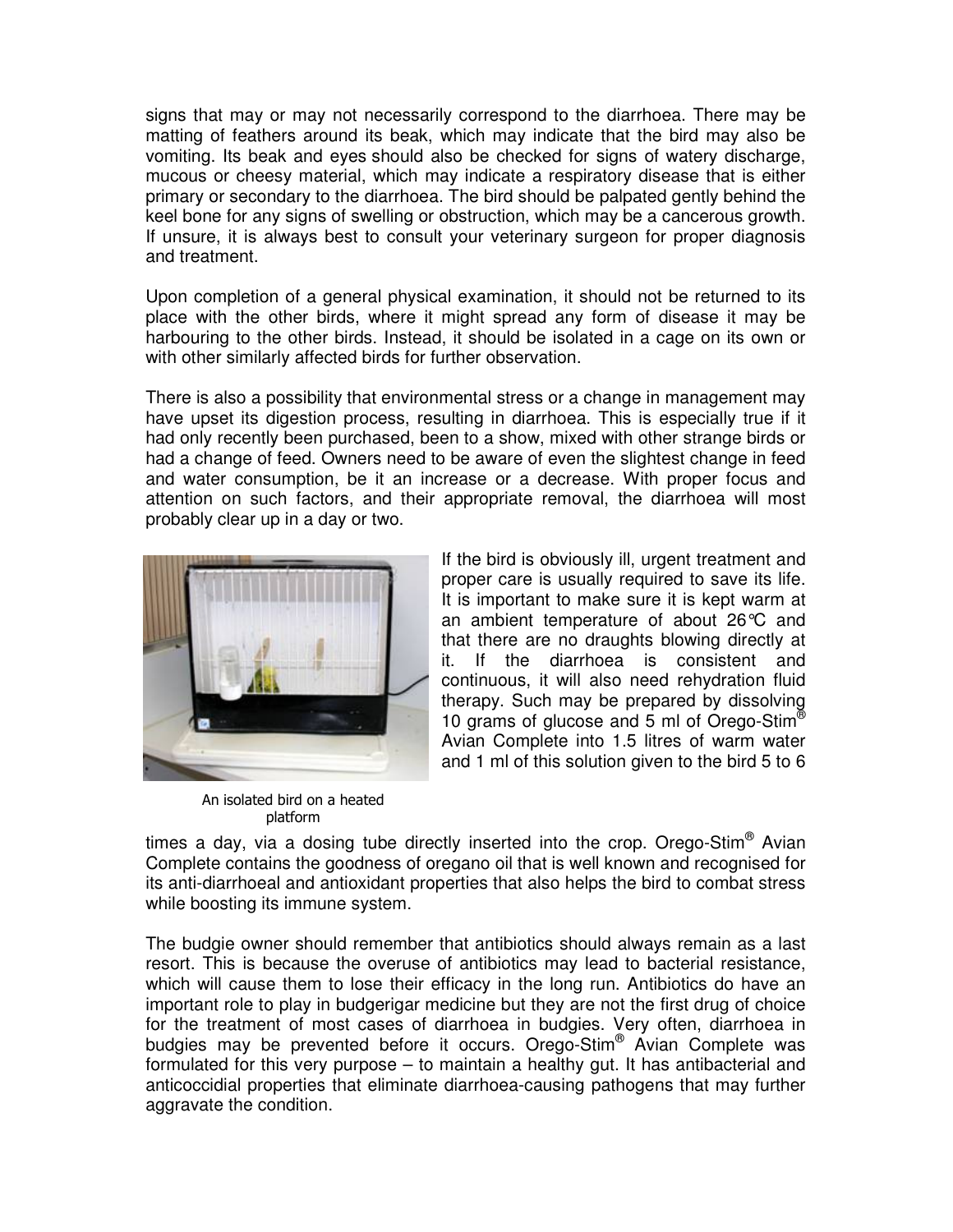signs that may or may not necessarily correspond to the diarrhoea. There may be matting of feathers around its beak, which may indicate that the bird may also be vomiting. Its beak and eyes should also be checked for signs of watery discharge, mucous or cheesy material, which may indicate a respiratory disease that is either primary or secondary to the diarrhoea. The bird should be palpated gently behind the keel bone for any signs of swelling or obstruction, which may be a cancerous growth. If unsure, it is always best to consult your veterinary surgeon for proper diagnosis and treatment.

Upon completion of a general physical examination, it should not be returned to its place with the other birds, where it might spread any form of disease it may be harbouring to the other birds. Instead, it should be isolated in a cage on its own or with other similarly affected birds for further observation.

There is also a possibility that environmental stress or a change in management may have upset its digestion process, resulting in diarrhoea. This is especially true if it had only recently been purchased, been to a show, mixed with other strange birds or had a change of feed. Owners need to be aware of even the slightest change in feed and water consumption, be it an increase or a decrease. With proper focus and attention on such factors, and their appropriate removal, the diarrhoea will most probably clear up in a day or two.

An isolated bird on a heated platform

If the bird is obviously ill, urgent treatment and proper care is usually required to save its life. It is important to make sure it is kept warm at an ambient temperature of about 26°C and that there are no draughts blowing directly at it. If the diarrhoea is consistent and continuous, it will also need rehydration fluid therapy. Such may be prepared by dissolving 10 grams of glucose and 5 ml of Orego-Stim® Avian Complete into 1.5 litres of warm water and 1 ml of this solution given to the bird 5 to 6 times a day, via a dosing tube directly inserted into the crop. Orego-Stim® Avian Complete contains the goodness of oregano oil that is well known and recognised for its anti-diarrhoeal and antioxidant properties that also helps the bird to combat stress while boosting its immune system.

The budgie owner should remember that antibiotics should always remain as a last resort. This is because the overuse of antibiotics may lead to bacterial resistance, which will cause them to lose their efficacy in the long run. Antibiotics do have an important role to play in budgerigar medicine but they are not the first drug of choice for the treatment of most cases of diarrhoea in budgies. Very often, diarrhoea in budgies may be prevented before it occurs. Orego-Stim® Avian Complete was formulated for this very purpose – to maintain a healthy gut. It has antibacterial and anticoccidial properties that eliminate diarrhoea-causing pathogens that may further aggravate the condition.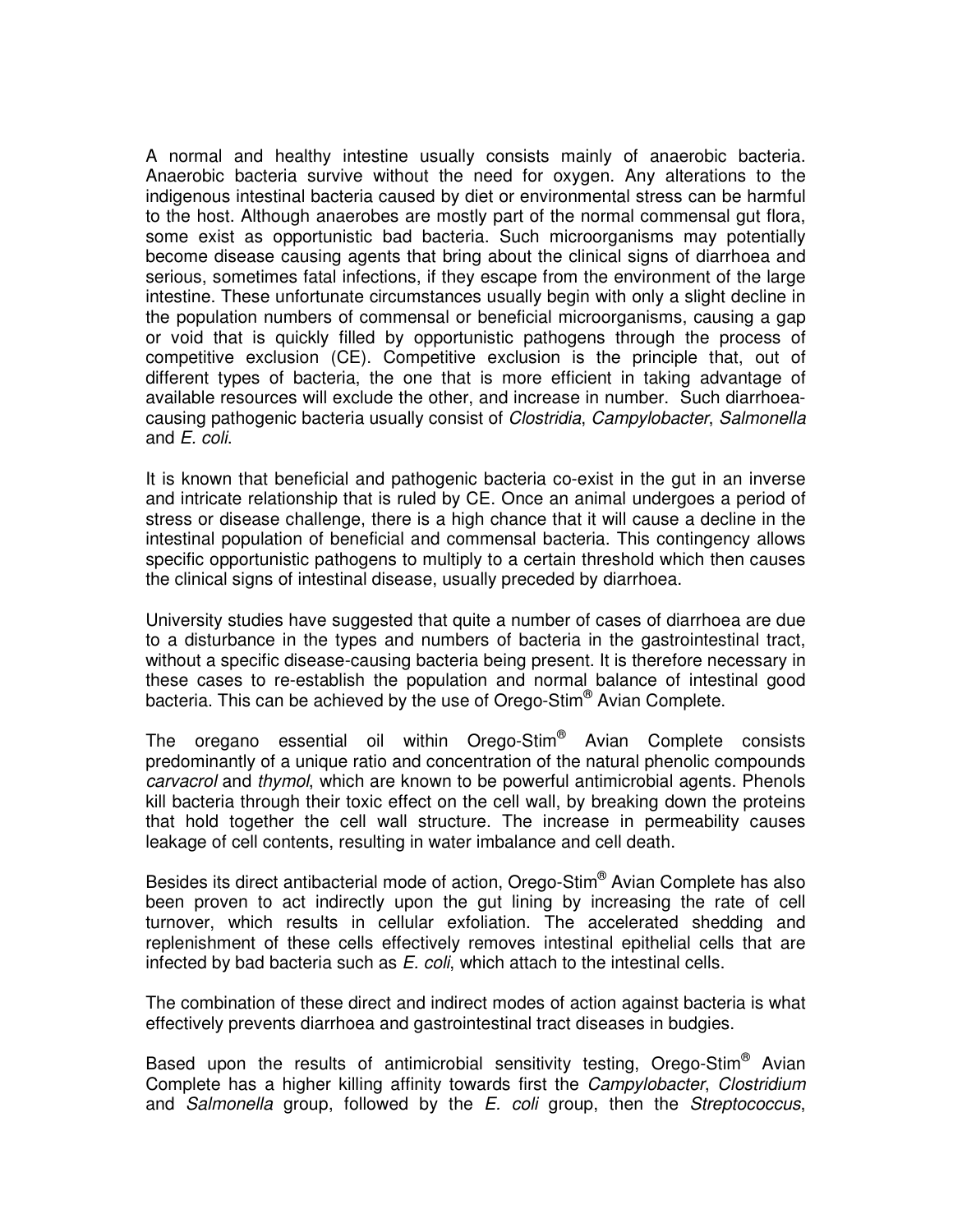A normal and healthy intestine usually consists mainly of anaerobic bacteria. Anaerobic bacteria survive without the need for oxygen. Any alterations to the indigenous intestinal bacteria caused by diet or environmental stress can be harmful to the host. Although anaerobes are mostly part of the normal commensal gut flora, some exist as opportunistic bad bacteria. Such microorganisms may potentially become disease causing agents that bring about the clinical signs of diarrhoea and serious, sometimes fatal infections, if they escape from the environment of the large intestine. These unfortunate circumstances usually begin with only a slight decline in the population numbers of commensal or beneficial microorganisms, causing a gap or void that is quickly filled by opportunistic pathogens through the process of competitive exclusion (CE). Competitive exclusion is the principle that, out of different types of bacteria, the one that is more efficient in taking advantage of available resources will exclude the other, and increase in number. Such diarrhoea-causing pathogenic bacteria usually consist of *Clostridia*, *Campylobacter*, *Salmonella* and *E. coli*.

It is known that beneficial and pathogenic bacteria co-exist in the gut in an inverse and intricate relationship that is ruled by CE. Once an animal undergoes a period of stress or disease challenge, there is a high chance that it will cause a decline in the intestinal population of beneficial and commensal bacteria. This contingency allows specific opportunistic pathogens to multiply to a certain threshold which then causes the clinical signs of intestinal disease, usually preceded by diarrhoea.

University studies have suggested that quite a number of cases of diarrhoea are due to a disturbance in the types and numbers of bacteria in the gastrointestinal tract, without a specific disease-causing bacteria being present. It is therefore necessary in these cases to re-establish the population and normal balance of intestinal good bacteria. This can be achieved by the use of Orego-Stim® Avian Complete.

The oregano essential oil within Orego-Stim® Avian Complete consists predominantly of a unique ratio and concentration of the natural phenolic compounds *carvacrol* and *thymol*, which are known to be powerful antimicrobial agents. Phenols kill bacteria through their toxic effect on the cell wall, by breaking down the proteins that hold together the cell wall structure. The increase in permeability causes leakage of cell contents, resulting in water imbalance and cell death.

Besides its direct antibacterial mode of action, Orego-Stim® Avian Complete has also been proven to act indirectly upon the gut lining by increasing the rate of cell turnover, which results in cellular exfoliation. The accelerated shedding and replenishment of these cells effectively removes intestinal epithelial cells that are infected by bad bacteria such as *E. coli*, which attach to the intestinal cells.

The combination of these direct and indirect modes of action against bacteria is what effectively prevents diarrhoea and gastrointestinal tract diseases in budgies.

Based upon the results of antimicrobial sensitivity testing, Orego-Stim® Avian Complete has a higher killing affinity towards first the *Campylobacter*, *Clostridium* and *Salmonella* group, followed by the *E. coli* group, then the *Streptococcus*,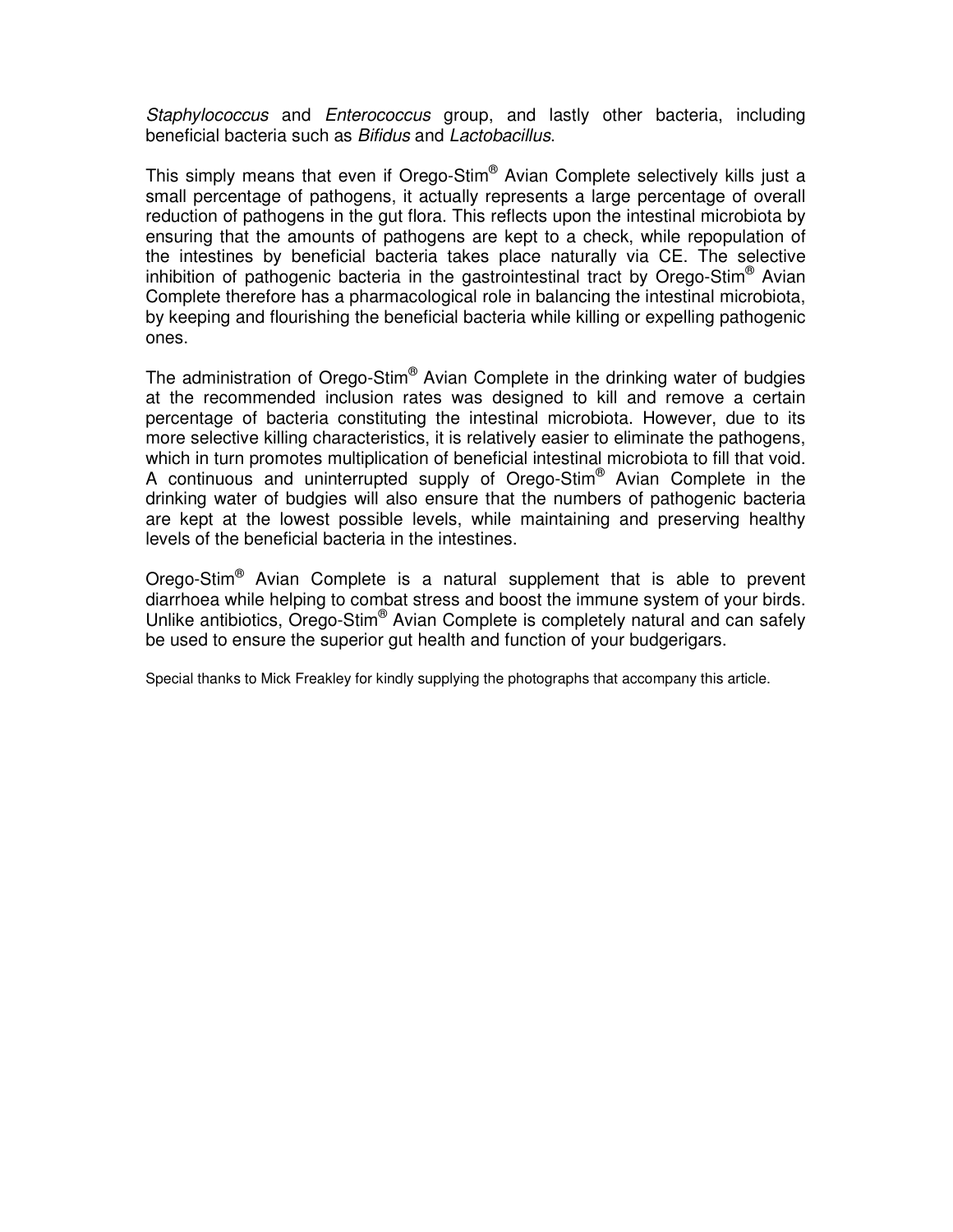*Staphylococcus* and *Enterococcus* group, and lastly other bacteria, including beneficial bacteria such as *Bifidus* and *Lactobacillus*.

This simply means that even if Orego-Stim® Avian Complete selectively kills just a small percentage of pathogens, it actually represents a large percentage of overall reduction of pathogens in the gut flora. This reflects upon the intestinal microbiota by ensuring that the amounts of pathogens are kept to a check, while repopulation of the intestines by beneficial bacteria takes place naturally via CE. The selective inhibition of pathogenic bacteria in the gastrointestinal tract by Orego-Stim® Avian Complete therefore has a pharmacological role in balancing the intestinal microbiota, by keeping and flourishing the beneficial bacteria while killing or expelling pathogenic ones.

The administration of Orego-Stim® Avian Complete in the drinking water of budgies at the recommended inclusion rates was designed to kill and remove a certain percentage of bacteria constituting the intestinal microbiota. However, due to its more selective killing characteristics, it is relatively easier to eliminate the pathogens, which in turn promotes multiplication of beneficial intestinal microbiota to fill that void. A continuous and uninterrupted supply of Orego-Stim® Avian Complete in the drinking water of budgies will also ensure that the numbers of pathogenic bacteria are kept at the lowest possible levels, while maintaining and preserving healthy levels of the beneficial bacteria in the intestines.

Orego-Stim® Avian Complete is a natural supplement that is able to prevent diarrhoea while helping to combat stress and boost the immune system of your birds. Unlike antibiotics, Orego-Stim® Avian Complete is completely natural and can safely be used to ensure the superior gut health and function of your budgerigars.

Special thanks to Mick Freakley for kindly supplying the photographs that accompany this article.